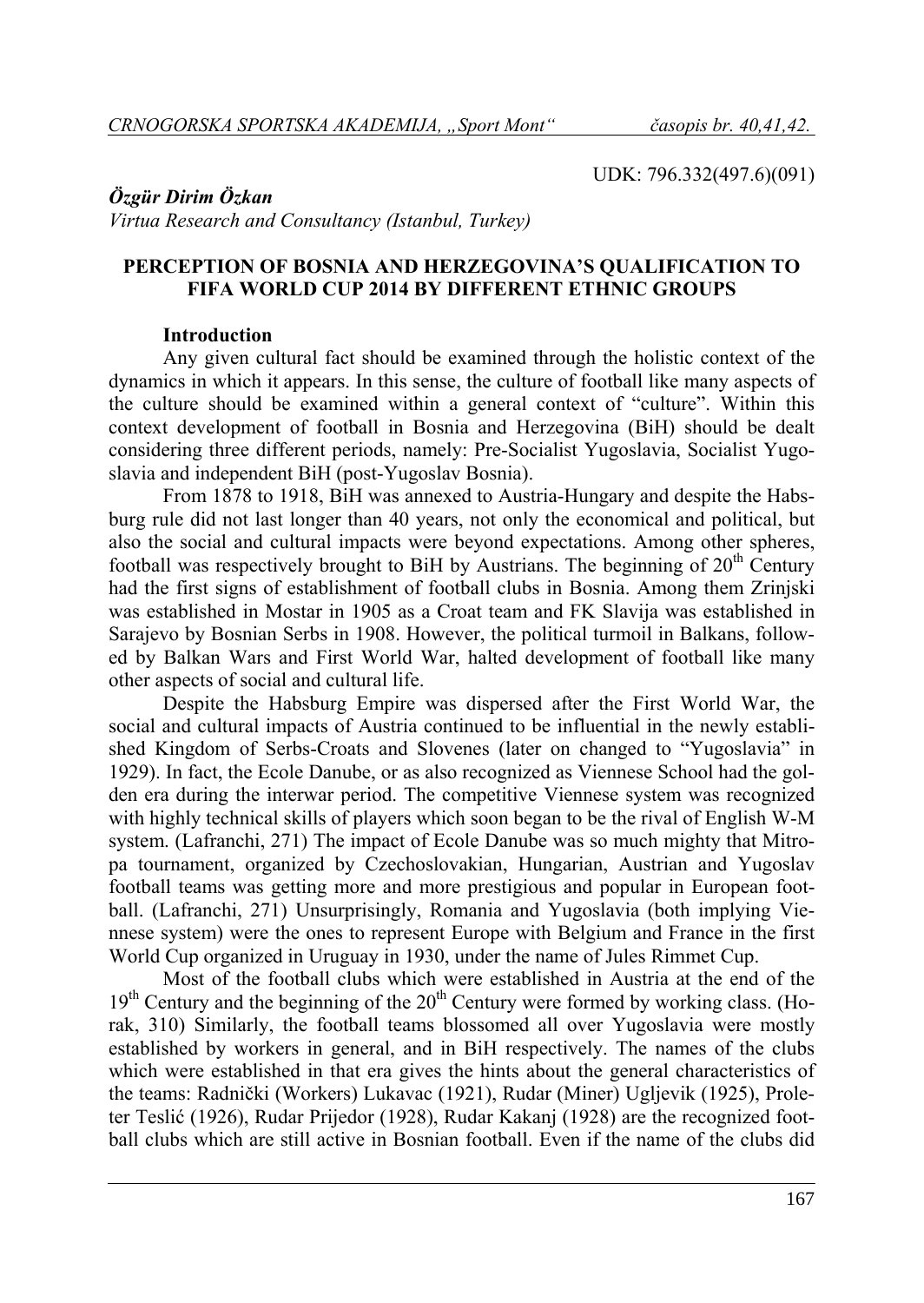UDK: 796.332(497.6)(091)

***Özgür Dirim Özkan***
*Virtua Research and Consultancy (Istanbul, Turkey)*

# PERCEPTION OF BOSNIA AND HERZEGOVINA'S QUALIFICATION TO FIFA WORLD CUP 2014 BY DIFFERENT ETHNIC GROUPS

## Introduction

Any given cultural fact should be examined through the holistic context of the dynamics in which it appears. In this sense, the culture of football like many aspects of the culture should be examined within a general context of "culture". Within this context development of football in Bosnia and Herzegovina (BiH) should be dealt considering three different periods, namely: Pre-Socialist Yugoslavia, Socialist Yugoslavia and independent BiH (post-Yugoslav Bosnia).

From 1878 to 1918, BiH was annexed to Austria-Hungary and despite the Habsburg rule did not last longer than 40 years, not only the economical and political, but also the social and cultural impacts were beyond expectations. Among other spheres, football was respectively brought to BiH by Austrians. The beginning of 20th Century had the first signs of establishment of football clubs in Bosnia. Among them Zrinjski was established in Mostar in 1905 as a Croat team and FK Slavija was established in Sarajevo by Bosnian Serbs in 1908. However, the political turmoil in Balkans, followed by Balkan Wars and First World War, halted development of football like many other aspects of social and cultural life.

Despite the Habsburg Empire was dispersed after the First World War, the social and cultural impacts of Austria continued to be influential in the newly established Kingdom of Serbs-Croats and Slovenes (later on changed to "Yugoslavia" in 1929). In fact, the Ecole Danube, or as also recognized as Viennese School had the golden era during the interwar period. The competitive Viennese system was recognized with highly technical skills of players which soon began to be the rival of English W-M system. (Lafranchi, 271) The impact of Ecole Danube was so much mighty that Mitropa tournament, organized by Czechoslovakian, Hungarian, Austrian and Yugoslav football teams was getting more and more prestigious and popular in European football. (Lafranchi, 271) Unsurprisingly, Romania and Yugoslavia (both implying Viennese system) were the ones to represent Europe with Belgium and France in the first World Cup organized in Uruguay in 1930, under the name of Jules Rimmet Cup.

Most of the football clubs which were established in Austria at the end of the 19th Century and the beginning of the 20th Century were formed by working class. (Horak, 310) Similarly, the football teams blossomed all over Yugoslavia were mostly established by workers in general, and in BiH respectively. The names of the clubs which were established in that era gives the hints about the general characteristics of the teams: Radnički (Workers) Lukavac (1921), Rudar (Miner) Ugljevik (1925), Proleter Teslić (1926), Rudar Prijedor (1928), Rudar Kakanj (1928) are the recognized football clubs which are still active in Bosnian football. Even if the name of the clubs did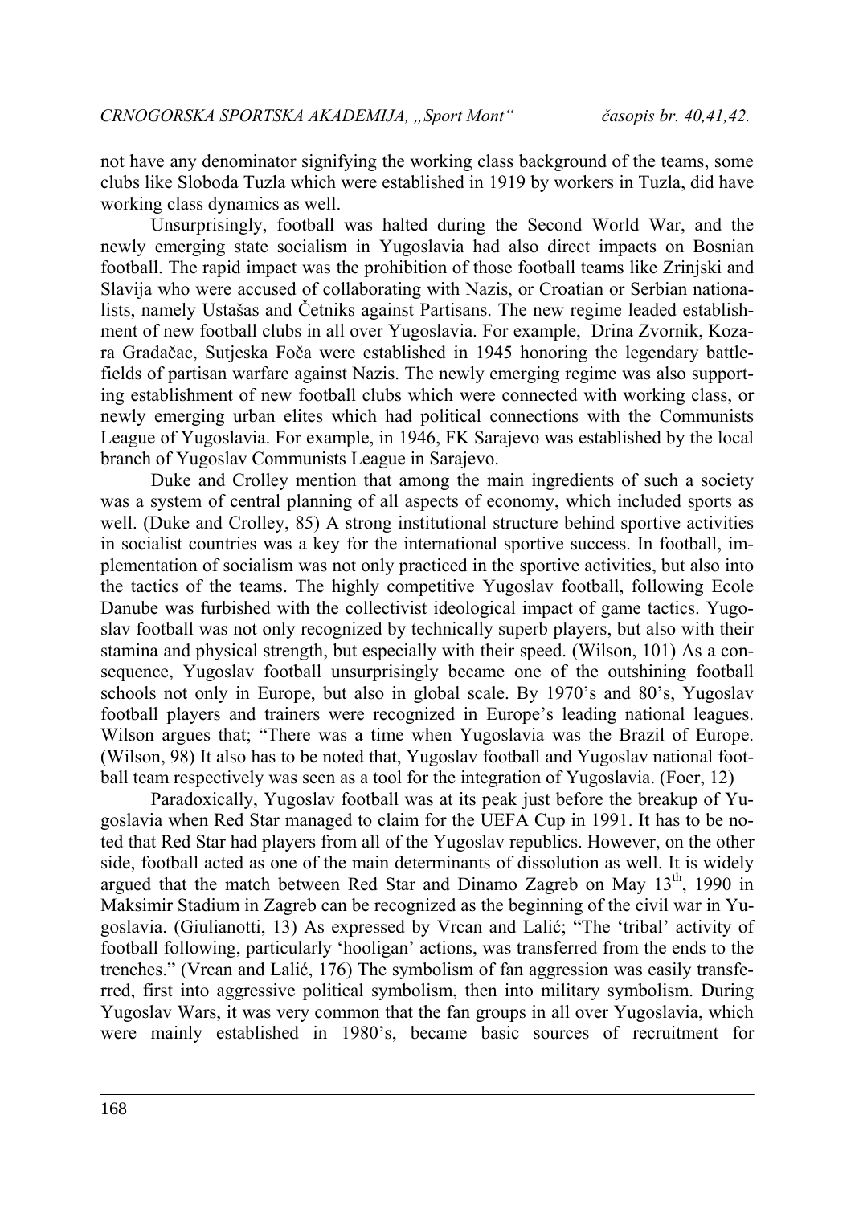not have any denominator signifying the working class background of the teams, some clubs like Sloboda Tuzla which were established in 1919 by workers in Tuzla, did have working class dynamics as well.

Unsurprisingly, football was halted during the Second World War, and the newly emerging state socialism in Yugoslavia had also direct impacts on Bosnian football. The rapid impact was the prohibition of those football teams like Zrinjski and Slavija who were accused of collaborating with Nazis, or Croatian or Serbian nationalists, namely Ustašas and Četniks against Partisans. The new regime leaded establishment of new football clubs in all over Yugoslavia. For example, Drina Zvornik, Kozara Gradačac, Sutjeska Foča were established in 1945 honoring the legendary battlefields of partisan warfare against Nazis. The newly emerging regime was also supporting establishment of new football clubs which were connected with working class, or newly emerging urban elites which had political connections with the Communists League of Yugoslavia. For example, in 1946, FK Sarajevo was established by the local branch of Yugoslav Communists League in Sarajevo.

Duke and Crolley mention that among the main ingredients of such a society was a system of central planning of all aspects of economy, which included sports as well. (Duke and Crolley, 85) A strong institutional structure behind sportive activities in socialist countries was a key for the international sportive success. In football, implementation of socialism was not only practiced in the sportive activities, but also into the tactics of the teams. The highly competitive Yugoslav football, following Ecole Danube was furbished with the collectivist ideological impact of game tactics. Yugoslav football was not only recognized by technically superb players, but also with their stamina and physical strength, but especially with their speed. (Wilson, 101) As a consequence, Yugoslav football unsurprisingly became one of the outshining football schools not only in Europe, but also in global scale. By 1970's and 80's, Yugoslav football players and trainers were recognized in Europe's leading national leagues. Wilson argues that; "There was a time when Yugoslavia was the Brazil of Europe. (Wilson, 98) It also has to be noted that, Yugoslav football and Yugoslav national football team respectively was seen as a tool for the integration of Yugoslavia. (Foer, 12)

Paradoxically, Yugoslav football was at its peak just before the breakup of Yugoslavia when Red Star managed to claim for the UEFA Cup in 1991. It has to be noted that Red Star had players from all of the Yugoslav republics. However, on the other side, football acted as one of the main determinants of dissolution as well. It is widely argued that the match between Red Star and Dinamo Zagreb on May 13th, 1990 in Maksimir Stadium in Zagreb can be recognized as the beginning of the civil war in Yugoslavia. (Giulianotti, 13) As expressed by Vrcan and Lalić; "The 'tribal' activity of football following, particularly 'hooligan' actions, was transferred from the ends to the trenches." (Vrcan and Lalić, 176) The symbolism of fan aggression was easily transferred, first into aggressive political symbolism, then into military symbolism. During Yugoslav Wars, it was very common that the fan groups in all over Yugoslavia, which were mainly established in 1980's, became basic sources of recruitment for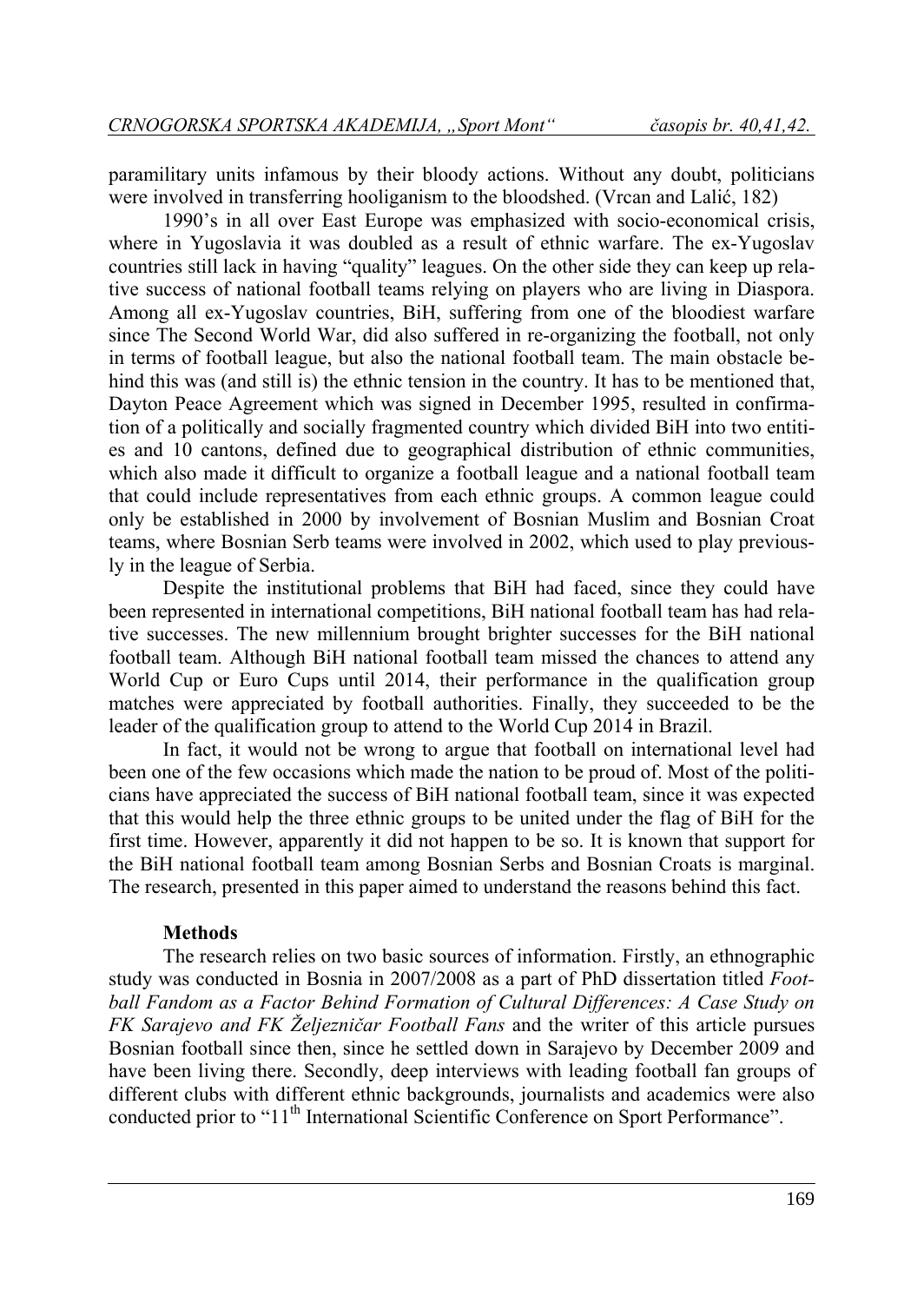paramilitary units infamous by their bloody actions. Without any doubt, politicians were involved in transferring hooliganism to the bloodshed. (Vrcan and Lalić, 182)

1990's in all over East Europe was emphasized with socio-economical crisis, where in Yugoslavia it was doubled as a result of ethnic warfare. The ex-Yugoslav countries still lack in having "quality" leagues. On the other side they can keep up relative success of national football teams relying on players who are living in Diaspora. Among all ex-Yugoslav countries, BiH, suffering from one of the bloodiest warfare since The Second World War, did also suffered in re-organizing the football, not only in terms of football league, but also the national football team. The main obstacle behind this was (and still is) the ethnic tension in the country. It has to be mentioned that, Dayton Peace Agreement which was signed in December 1995, resulted in confirmation of a politically and socially fragmented country which divided BiH into two entities and 10 cantons, defined due to geographical distribution of ethnic communities, which also made it difficult to organize a football league and a national football team that could include representatives from each ethnic groups. A common league could only be established in 2000 by involvement of Bosnian Muslim and Bosnian Croat teams, where Bosnian Serb teams were involved in 2002, which used to play previously in the league of Serbia.

Despite the institutional problems that BiH had faced, since they could have been represented in international competitions, BiH national football team has had relative successes. The new millennium brought brighter successes for the BiH national football team. Although BiH national football team missed the chances to attend any World Cup or Euro Cups until 2014, their performance in the qualification group matches were appreciated by football authorities. Finally, they succeeded to be the leader of the qualification group to attend to the World Cup 2014 in Brazil.

In fact, it would not be wrong to argue that football on international level had been one of the few occasions which made the nation to be proud of. Most of the politicians have appreciated the success of BiH national football team, since it was expected that this would help the three ethnic groups to be united under the flag of BiH for the first time. However, apparently it did not happen to be so. It is known that support for the BiH national football team among Bosnian Serbs and Bosnian Croats is marginal. The research, presented in this paper aimed to understand the reasons behind this fact.

**Methods**

The research relies on two basic sources of information. Firstly, an ethnographic study was conducted in Bosnia in 2007/2008 as a part of PhD dissertation titled *Football Fandom as a Factor Behind Formation of Cultural Differences: A Case Study on FK Sarajevo and FK Željezničar Football Fans* and the writer of this article pursues Bosnian football since then, since he settled down in Sarajevo by December 2009 and have been living there. Secondly, deep interviews with leading football fan groups of different clubs with different ethnic backgrounds, journalists and academics were also conducted prior to "11th International Scientific Conference on Sport Performance".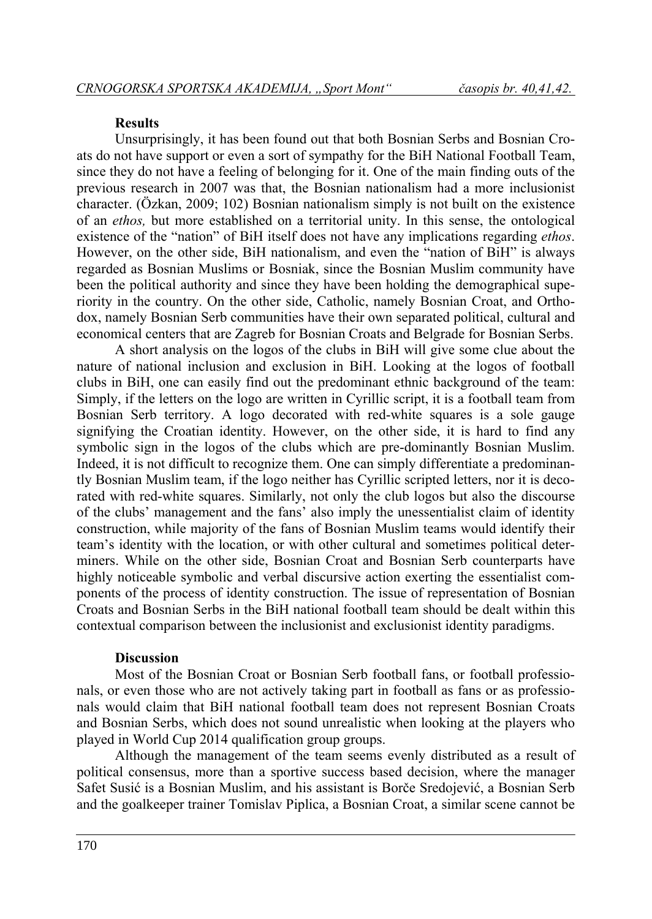## Results

Unsurprisingly, it has been found out that both Bosnian Serbs and Bosnian Croats do not have support or even a sort of sympathy for the BiH National Football Team, since they do not have a feeling of belonging for it. One of the main finding outs of the previous research in 2007 was that, the Bosnian nationalism had a more inclusionist character. (Özkan, 2009; 102) Bosnian nationalism simply is not built on the existence of an *ethos,* but more established on a territorial unity. In this sense, the ontological existence of the "nation" of BiH itself does not have any implications regarding *ethos*. However, on the other side, BiH nationalism, and even the "nation of BiH" is always regarded as Bosnian Muslims or Bosniak, since the Bosnian Muslim community have been the political authority and since they have been holding the demographical superiority in the country. On the other side, Catholic, namely Bosnian Croat, and Orthodox, namely Bosnian Serb communities have their own separated political, cultural and economical centers that are Zagreb for Bosnian Croats and Belgrade for Bosnian Serbs.

A short analysis on the logos of the clubs in BiH will give some clue about the nature of national inclusion and exclusion in BiH. Looking at the logos of football clubs in BiH, one can easily find out the predominant ethnic background of the team: Simply, if the letters on the logo are written in Cyrillic script, it is a football team from Bosnian Serb territory. A logo decorated with red-white squares is a sole gauge signifying the Croatian identity. However, on the other side, it is hard to find any symbolic sign in the logos of the clubs which are pre-dominantly Bosnian Muslim. Indeed, it is not difficult to recognize them. One can simply differentiate a predominantly Bosnian Muslim team, if the logo neither has Cyrillic scripted letters, nor it is decorated with red-white squares. Similarly, not only the club logos but also the discourse of the clubs' management and the fans' also imply the unessentialist claim of identity construction, while majority of the fans of Bosnian Muslim teams would identify their team's identity with the location, or with other cultural and sometimes political determiners. While on the other side, Bosnian Croat and Bosnian Serb counterparts have highly noticeable symbolic and verbal discursive action exerting the essentialist components of the process of identity construction. The issue of representation of Bosnian Croats and Bosnian Serbs in the BiH national football team should be dealt within this contextual comparison between the inclusionist and exclusionist identity paradigms.

## Discussion

Most of the Bosnian Croat or Bosnian Serb football fans, or football professionals, or even those who are not actively taking part in football as fans or as professionals would claim that BiH national football team does not represent Bosnian Croats and Bosnian Serbs, which does not sound unrealistic when looking at the players who played in World Cup 2014 qualification group groups.

Although the management of the team seems evenly distributed as a result of political consensus, more than a sportive success based decision, where the manager Safet Susić is a Bosnian Muslim, and his assistant is Borče Sredojević, a Bosnian Serb and the goalkeeper trainer Tomislav Piplica, a Bosnian Croat, a similar scene cannot be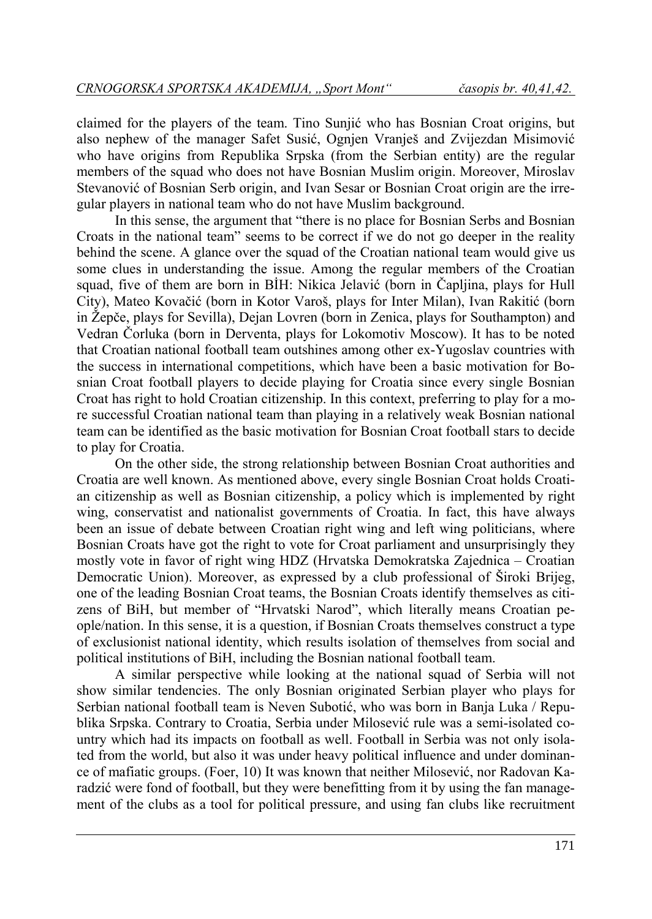claimed for the players of the team. Tino Sunjić who has Bosnian Croat origins, but also nephew of the manager Safet Susić, Ognjen Vranješ and Zvijezdan Misimović who have origins from Republika Srpska (from the Serbian entity) are the regular members of the squad who does not have Bosnian Muslim origin. Moreover, Miroslav Stevanović of Bosnian Serb origin, and Ivan Sesar or Bosnian Croat origin are the irregular players in national team who do not have Muslim background.

In this sense, the argument that "there is no place for Bosnian Serbs and Bosnian Croats in the national team" seems to be correct if we do not go deeper in the reality behind the scene. A glance over the squad of the Croatian national team would give us some clues in understanding the issue. Among the regular members of the Croatian squad, five of them are born in BİH: Nikica Jelavić (born in Čapljina, plays for Hull City), Mateo Kovačić (born in Kotor Varoš, plays for Inter Milan), Ivan Rakitić (born in Žepče, plays for Sevilla), Dejan Lovren (born in Zenica, plays for Southampton) and Vedran Čorluka (born in Derventa, plays for Lokomotiv Moscow). It has to be noted that Croatian national football team outshines among other ex-Yugoslav countries with the success in international competitions, which have been a basic motivation for Bosnian Croat football players to decide playing for Croatia since every single Bosnian Croat has right to hold Croatian citizenship. In this context, preferring to play for a more successful Croatian national team than playing in a relatively weak Bosnian national team can be identified as the basic motivation for Bosnian Croat football stars to decide to play for Croatia.

On the other side, the strong relationship between Bosnian Croat authorities and Croatia are well known. As mentioned above, every single Bosnian Croat holds Croatian citizenship as well as Bosnian citizenship, a policy which is implemented by right wing, conservatist and nationalist governments of Croatia. In fact, this have always been an issue of debate between Croatian right wing and left wing politicians, where Bosnian Croats have got the right to vote for Croat parliament and unsurprisingly they mostly vote in favor of right wing HDZ (Hrvatska Demokratska Zajednica – Croatian Democratic Union). Moreover, as expressed by a club professional of Široki Brijeg, one of the leading Bosnian Croat teams, the Bosnian Croats identify themselves as citizens of BiH, but member of "Hrvatski Narod", which literally means Croatian people/nation. In this sense, it is a question, if Bosnian Croats themselves construct a type of exclusionist national identity, which results isolation of themselves from social and political institutions of BiH, including the Bosnian national football team.

A similar perspective while looking at the national squad of Serbia will not show similar tendencies. The only Bosnian originated Serbian player who plays for Serbian national football team is Neven Subotić, who was born in Banja Luka / Republika Srpska. Contrary to Croatia, Serbia under Milosević rule was a semi-isolated country which had its impacts on football as well. Football in Serbia was not only isolated from the world, but also it was under heavy political influence and under dominance of mafiatic groups. (Foer, 10) It was known that neither Milosević, nor Radovan Karadzić were fond of football, but they were benefitting from it by using the fan management of the clubs as a tool for political pressure, and using fan clubs like recruitment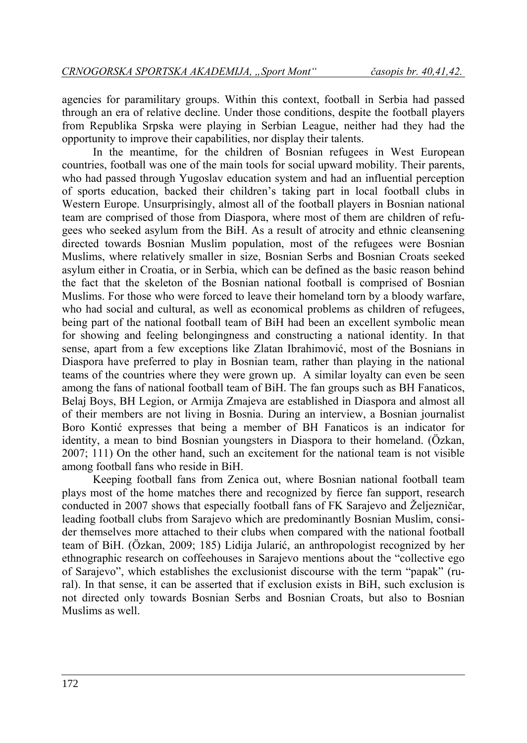agencies for paramilitary groups. Within this context, football in Serbia had passed through an era of relative decline. Under those conditions, despite the football players from Republika Srpska were playing in Serbian League, neither had they had the opportunity to improve their capabilities, nor display their talents.

In the meantime, for the children of Bosnian refugees in West European countries, football was one of the main tools for social upward mobility. Their parents, who had passed through Yugoslav education system and had an influential perception of sports education, backed their children's taking part in local football clubs in Western Europe. Unsurprisingly, almost all of the football players in Bosnian national team are comprised of those from Diaspora, where most of them are children of refugees who seeked asylum from the BiH. As a result of atrocity and ethnic cleansening directed towards Bosnian Muslim population, most of the refugees were Bosnian Muslims, where relatively smaller in size, Bosnian Serbs and Bosnian Croats seeked asylum either in Croatia, or in Serbia, which can be defined as the basic reason behind the fact that the skeleton of the Bosnian national football is comprised of Bosnian Muslims. For those who were forced to leave their homeland torn by a bloody warfare, who had social and cultural, as well as economical problems as children of refugees, being part of the national football team of BiH had been an excellent symbolic mean for showing and feeling belongingness and constructing a national identity. In that sense, apart from a few exceptions like Zlatan Ibrahimović, most of the Bosnians in Diaspora have preferred to play in Bosnian team, rather than playing in the national teams of the countries where they were grown up. A similar loyalty can even be seen among the fans of national football team of BiH. The fan groups such as BH Fanaticos, Belaj Boys, BH Legion, or Armija Zmajeva are established in Diaspora and almost all of their members are not living in Bosnia. During an interview, a Bosnian journalist Boro Kontić expresses that being a member of BH Fanaticos is an indicator for identity, a mean to bind Bosnian youngsters in Diaspora to their homeland. (Özkan, 2007; 111) On the other hand, such an excitement for the national team is not visible among football fans who reside in BiH.

Keeping football fans from Zenica out, where Bosnian national football team plays most of the home matches there and recognized by fierce fan support, research conducted in 2007 shows that especially football fans of FK Sarajevo and Željezničar, leading football clubs from Sarajevo which are predominantly Bosnian Muslim, consider themselves more attached to their clubs when compared with the national football team of BiH. (Özkan, 2009; 185) Lidija Jularić, an anthropologist recognized by her ethnographic research on coffeehouses in Sarajevo mentions about the "collective ego of Sarajevo", which establishes the exclusionist discourse with the term "papak" (rural). In that sense, it can be asserted that if exclusion exists in BiH, such exclusion is not directed only towards Bosnian Serbs and Bosnian Croats, but also to Bosnian Muslims as well.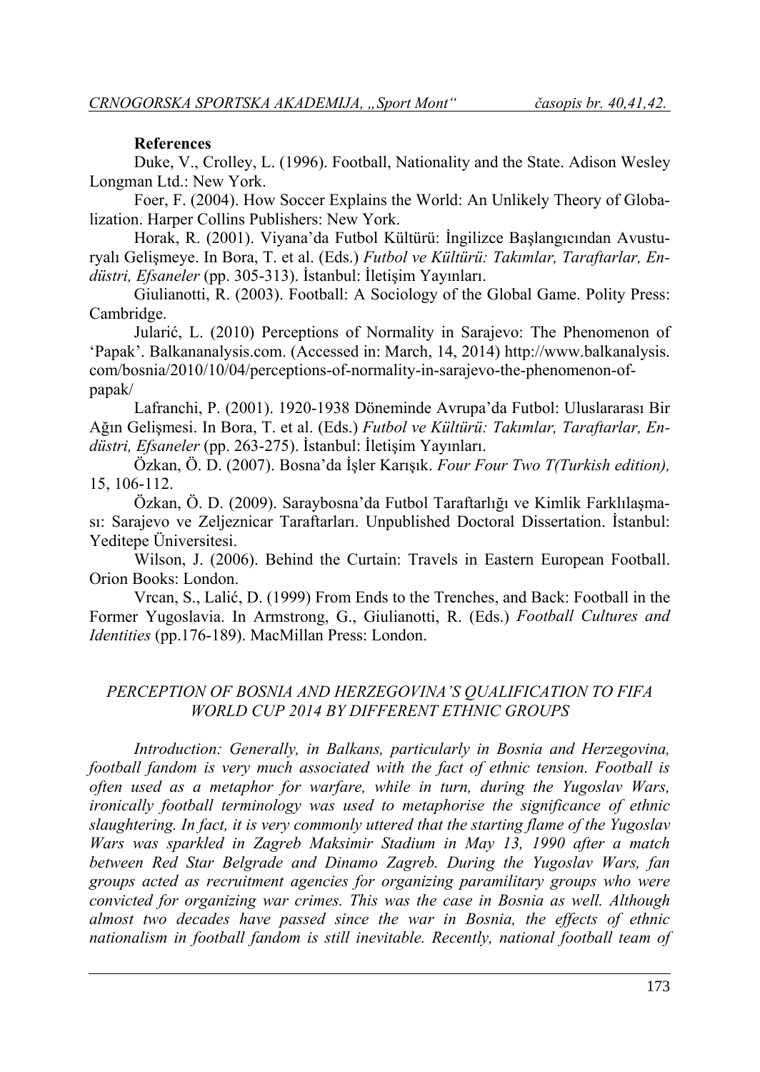**References**

Duke, V., Crolley, L. (1996). Football, Nationality and the State. Adison Wesley Longman Ltd.: New York.

Foer, F. (2004). How Soccer Explains the World: An Unlikely Theory of Globalization. Harper Collins Publishers: New York.

Horak, R. (2001). Viyana'da Futbol Kültürü: İngilizce Başlangıcından Avusturyalı Gelişmeye. In Bora, T. et al. (Eds.) *Futbol ve Kültürü: Takımlar, Taraftarlar, Endüstri, Efsaneler* (pp. 305-313). İstanbul: İletişim Yayınları.

Giulianotti, R. (2003). Football: A Sociology of the Global Game. Polity Press: Cambridge.

Jularić, L. (2010) Perceptions of Normality in Sarajevo: The Phenomenon of 'Papak'. Balkananalysis.com. (Accessed in: March, 14, 2014) http://www.balkanalysis.com/bosnia/2010/10/04/perceptions-of-normality-in-sarajevo-the-phenomenon-of-papak/

Lafranchi, P. (2001). 1920-1938 Döneminde Avrupa'da Futbol: Uluslararası Bir Ağın Gelişmesi. In Bora, T. et al. (Eds.) *Futbol ve Kültürü: Takımlar, Taraftarlar, Endüstri, Efsaneler* (pp. 263-275). İstanbul: İletişim Yayınları.

Özkan, Ö. D. (2007). Bosna'da İşler Karışık. *Four Four Two T(Turkish edition),* 15, 106-112.

Özkan, Ö. D. (2009). Saraybosna'da Futbol Taraftarlığı ve Kimlik Farklılaşması: Sarajevo ve Zeljeznicar Taraftarları. Unpublished Doctoral Dissertation. İstanbul: Yeditepe Üniversitesi.

Wilson, J. (2006). Behind the Curtain: Travels in Eastern European Football. Orion Books: London.

Vrcan, S., Lalić, D. (1999) From Ends to the Trenches, and Back: Football in the Former Yugoslavia. In Armstrong, G., Giulianotti, R. (Eds.) *Football Cultures and Identities* (pp.176-189). MacMillan Press: London.

## *PERCEPTION OF BOSNIA AND HERZEGOVINA'S QUALIFICATION TO FIFA WORLD CUP 2014 BY DIFFERENT ETHNIC GROUPS*

*Introduction: Generally, in Balkans, particularly in Bosnia and Herzegovina, football fandom is very much associated with the fact of ethnic tension. Football is often used as a metaphor for warfare, while in turn, during the Yugoslav Wars, ironically football terminology was used to metaphorise the significance of ethnic slaughtering. In fact, it is very commonly uttered that the starting flame of the Yugoslav Wars was sparkled in Zagreb Maksimir Stadium in May 13, 1990 after a match between Red Star Belgrade and Dinamo Zagreb. During the Yugoslav Wars, fan groups acted as recruitment agencies for organizing paramilitary groups who were convicted for organizing war crimes. This was the case in Bosnia as well. Although almost two decades have passed since the war in Bosnia, the effects of ethnic nationalism in football fandom is still inevitable. Recently, national football team of*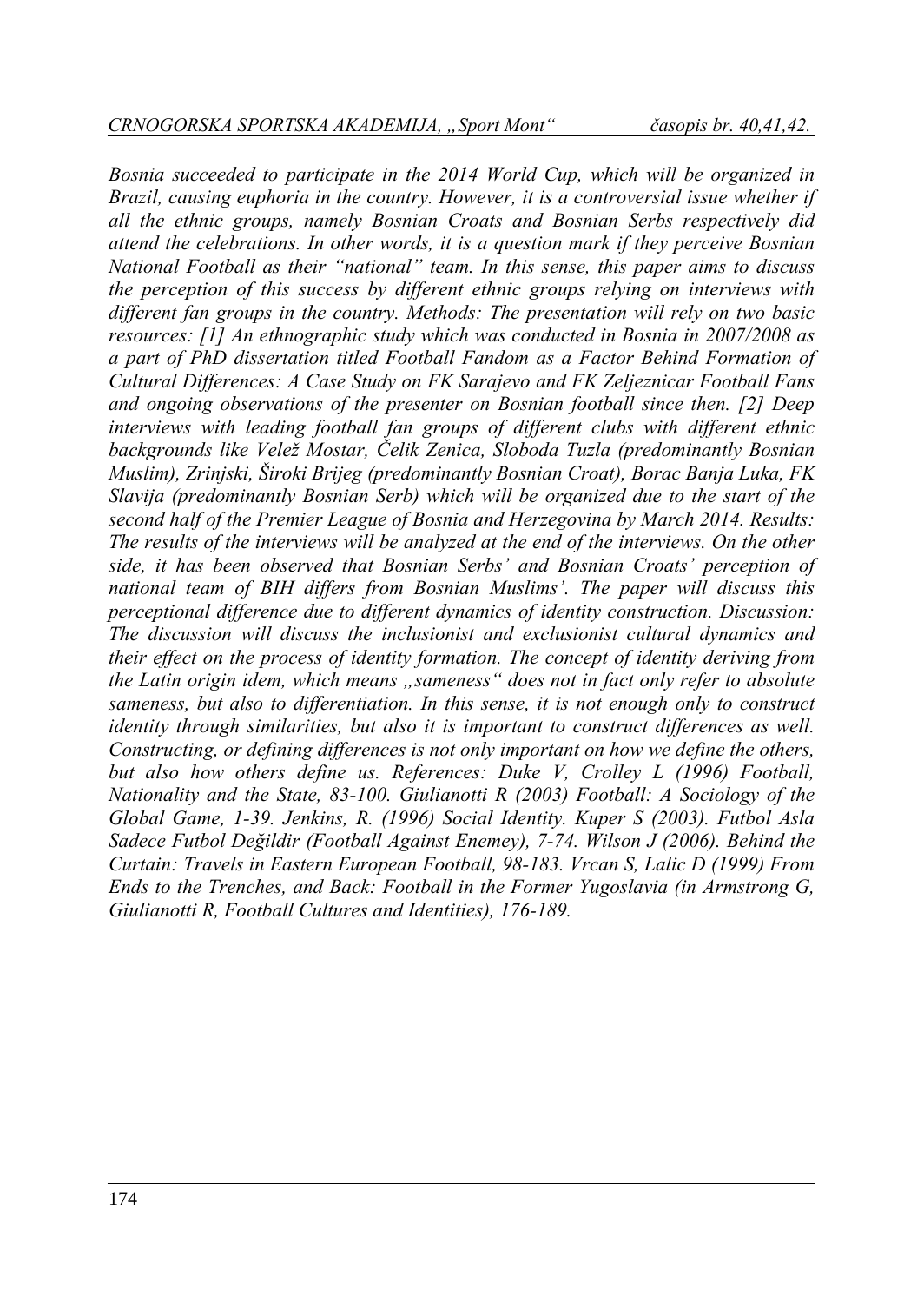*Bosnia succeeded to participate in the 2014 World Cup, which will be organized in Brazil, causing euphoria in the country. However, it is a controversial issue whether if all the ethnic groups, namely Bosnian Croats and Bosnian Serbs respectively did attend the celebrations. In other words, it is a question mark if they perceive Bosnian National Football as their "national" team. In this sense, this paper aims to discuss the perception of this success by different ethnic groups relying on interviews with different fan groups in the country. Methods: The presentation will rely on two basic resources: [1] An ethnographic study which was conducted in Bosnia in 2007/2008 as a part of PhD dissertation titled Football Fandom as a Factor Behind Formation of Cultural Differences: A Case Study on FK Sarajevo and FK Zeljeznicar Football Fans and ongoing observations of the presenter on Bosnian football since then. [2] Deep interviews with leading football fan groups of different clubs with different ethnic backgrounds like Velež Mostar, Čelik Zenica, Sloboda Tuzla (predominantly Bosnian Muslim), Zrinjski, Široki Brijeg (predominantly Bosnian Croat), Borac Banja Luka, FK Slavija (predominantly Bosnian Serb) which will be organized due to the start of the second half of the Premier League of Bosnia and Herzegovina by March 2014. Results: The results of the interviews will be analyzed at the end of the interviews. On the other side, it has been observed that Bosnian Serbs' and Bosnian Croats' perception of national team of BIH differs from Bosnian Muslims'. The paper will discuss this perceptional difference due to different dynamics of identity construction. Discussion: The discussion will discuss the inclusionist and exclusionist cultural dynamics and their effect on the process of identity formation. The concept of identity deriving from the Latin origin idem, which means „sameness" does not in fact only refer to absolute sameness, but also to differentiation. In this sense, it is not enough only to construct identity through similarities, but also it is important to construct differences as well. Constructing, or defining differences is not only important on how we define the others, but also how others define us. References: Duke V, Crolley L (1996) Football, Nationality and the State, 83-100. Giulianotti R (2003) Football: A Sociology of the Global Game, 1-39. Jenkins, R. (1996) Social Identity. Kuper S (2003). Futbol Asla Sadece Futbol Değildir (Football Against Enemey), 7-74. Wilson J (2006). Behind the Curtain: Travels in Eastern European Football, 98-183. Vrcan S, Lalic D (1999) From Ends to the Trenches, and Back: Football in the Former Yugoslavia (in Armstrong G, Giulianotti R, Football Cultures and Identities), 176-189.*